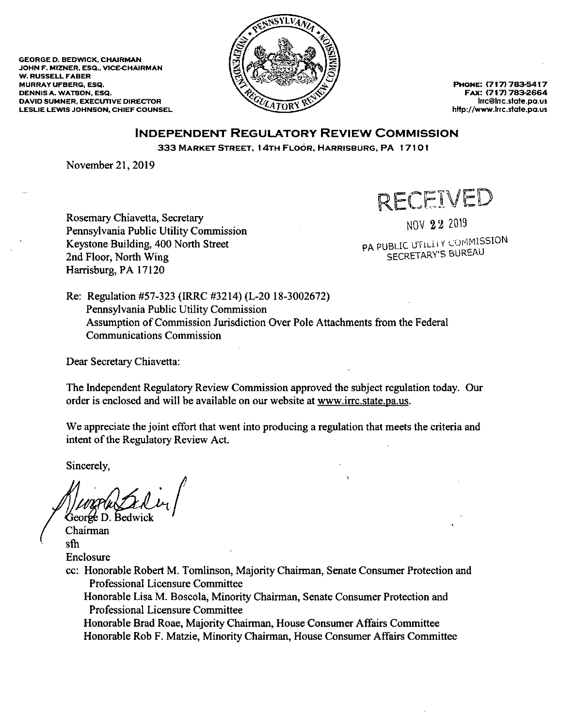GEORGE D. BEDWICK, CHAIRMAN
JOHN F. MIZNER, ESQ., VICE-CHAIRMAN
W. RUSSELL FABER
MURRAY UFBERG, ESQ.
DENNIS A. WATSON, ESQ.
DAVID SUMNER, EXECUTIVE DIRECTOR
LESLIE LEWIS JOHNSON, CHIEF COUNSEL

PHONE: (717) 783-5417
FAX: (717) 783-2664
irrc@irrc.state.pa.us
http://www.irrc.state.pa.us

# INDEPENDENT REGULATORY REVIEW COMMISSION

333 MARKET STREET, 14TH FLOOR, HARRISBURG, PA 17101

November 21, 2019

RECEIVED

NOV 22 2019

PA PUBLIC UTILITY COMMISSION
SECRETARY'S BUREAU

Rosemary Chiavetta, Secretary
Pennsylvania Public Utility Commission
Keystone Building, 400 North Street
2nd Floor, North Wing
Harrisburg, PA 17120

Re: Regulation #57-323 (IRRC #3214) (L-20 18-3002672)
Pennsylvania Public Utility Commission
Assumption of Commission Jurisdiction Over Pole Attachments from the Federal Communications Commission

Dear Secretary Chiavetta:

The Independent Regulatory Review Commission approved the subject regulation today. Our order is enclosed and will be available on our website at www.irrc.state.pa.us.

We appreciate the joint effort that went into producing a regulation that meets the criteria and intent of the Regulatory Review Act.

Sincerely,

George D. Bedwick
Chairman

sfh

Enclosure

cc: Honorable Robert M. Tomlinson, Majority Chairman, Senate Consumer Protection and Professional Licensure Committee
Honorable Lisa M. Boscola, Minority Chairman, Senate Consumer Protection and Professional Licensure Committee
Honorable Brad Roae, Majority Chairman, House Consumer Affairs Committee
Honorable Rob F. Matzie, Minority Chairman, House Consumer Affairs Committee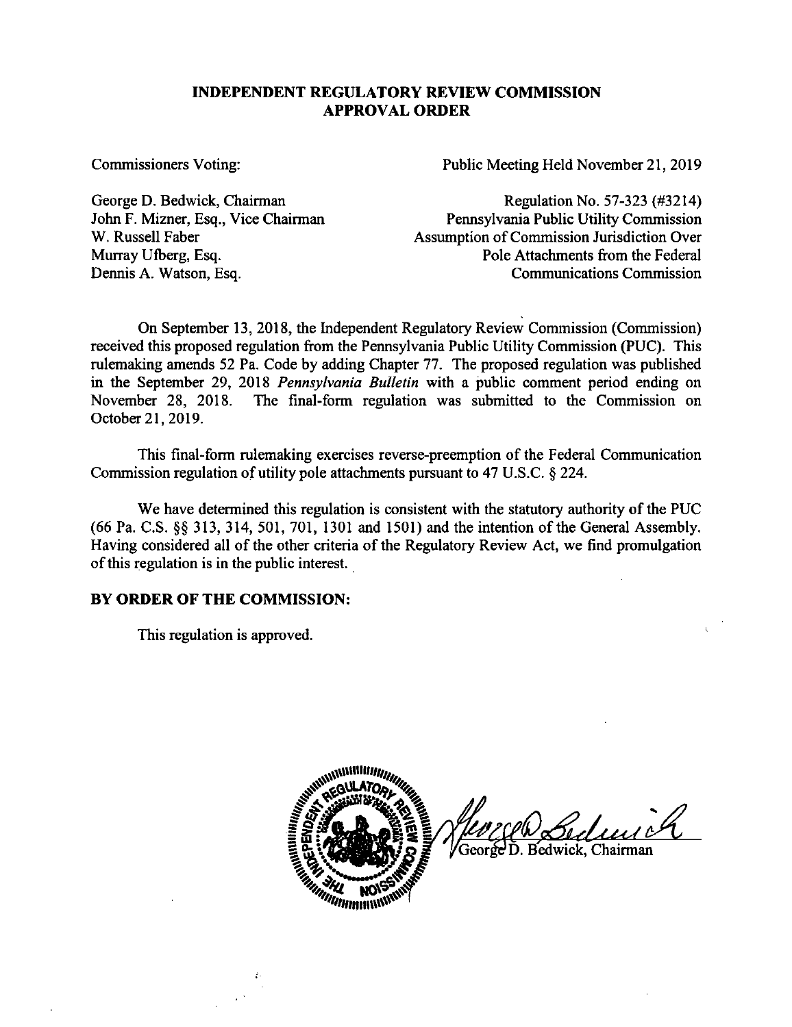# INDEPENDENT REGULATORY REVIEW COMMISSION APPROVAL ORDER

Commissioners Voting:

George D. Bedwick, Chairman
John F. Mizner, Esq., Vice Chairman
W. Russell Faber
Murray Ufberg, Esq.
Dennis A. Watson, Esq.

Public Meeting Held November 21, 2019

Regulation No. 57-323 (#3214)
Pennsylvania Public Utility Commission
Assumption of Commission Jurisdiction Over
Pole Attachments from the Federal
Communications Commission

On September 13, 2018, the Independent Regulatory Review Commission (Commission) received this proposed regulation from the Pennsylvania Public Utility Commission (PUC). This rulemaking amends 52 Pa. Code by adding Chapter 77. The proposed regulation was published in the September 29, 2018 *Pennsylvania Bulletin* with a public comment period ending on November 28, 2018. The final-form regulation was submitted to the Commission on October 21, 2019.

This final-form rulemaking exercises reverse-preemption of the Federal Communication Commission regulation of utility pole attachments pursuant to 47 U.S.C. § 224.

We have determined this regulation is consistent with the statutory authority of the PUC (66 Pa. C.S. §§ 313, 314, 501, 701, 1301 and 1501) and the intention of the General Assembly. Having considered all of the other criteria of the Regulatory Review Act, we find promulgation of this regulation is in the public interest.

**BY ORDER OF THE COMMISSION:**

This regulation is approved.

George D. Bedwick, Chairman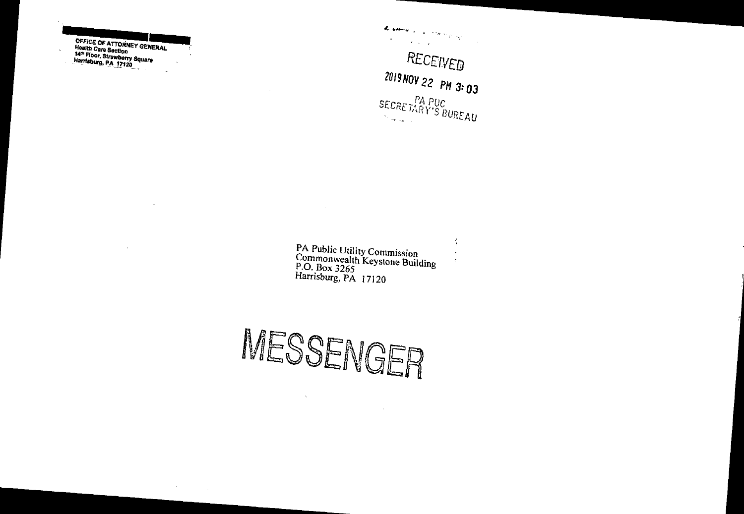OFFICE OF ATTORNEY GENERAL
Health Care Section
14th Floor, Strawberry Square
Harrisburg, PA 17120

RECEIVED
2019 NOV 22 PM 3:03
PA PUC
SECRETARY'S BUREAU

PA Public Utility Commission
Commonwealth Keystone Building
P.O. Box 3265
Harrisburg, PA 17120

MESSENGER